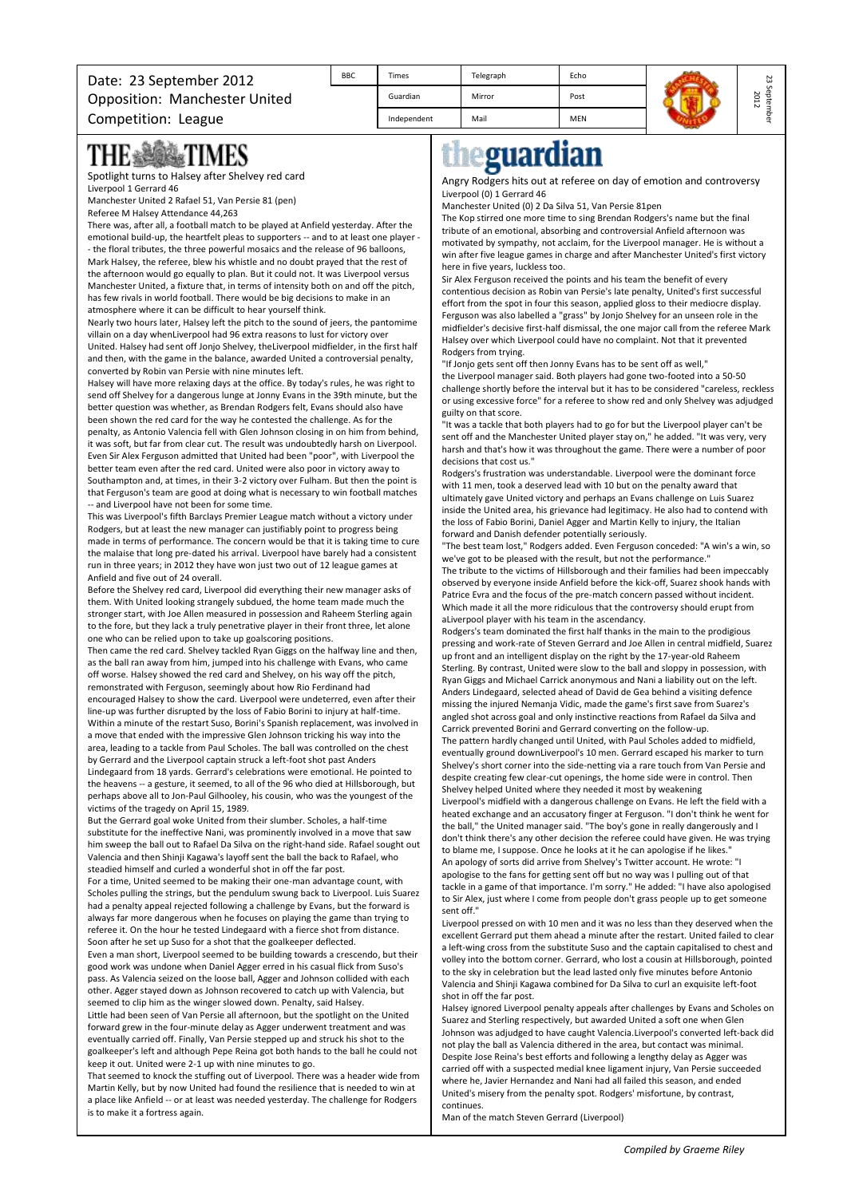Date: 23 September 2012
Opposition: Manchester United
Competition: League

| BBC | Times | Telegraph | Echo |
|---|---|---|---|
| | Guardian | Mirror | Post |
| | Independent | Mail | MEN |

23 September 2012

# THE TIMES

Spotlight turns to Halsey after Shelvey red card

Liverpool 1 Gerrard 46

Manchester United 2 Rafael 51, Van Persie 81 (pen)

Referee M Halsey Attendance 44,263

There was, after all, a football match to be played at Anfield yesterday. After the emotional build-up, the heartfelt pleas to supporters -- and to at least one player -- the floral tributes, the three powerful mosaics and the release of 96 balloons, Mark Halsey, the referee, blew his whistle and no doubt prayed that the rest of the afternoon would go equally to plan. But it could not. It was Liverpool versus Manchester United, a fixture that, in terms of intensity both on and off the pitch, has few rivals in world football. There would be big decisions to make in an atmosphere where it can be difficult to hear yourself think.

Nearly two hours later, Halsey left the pitch to the sound of jeers, the pantomime villain on a day whenLiverpool had 96 extra reasons to lust for victory over United. Halsey had sent off Jonjo Shelvey, theLiverpool midfielder, in the first half and then, with the game in the balance, awarded United a controversial penalty, converted by Robin van Persie with nine minutes left.

Halsey will have more relaxing days at the office. By today's rules, he was right to send off Shelvey for a dangerous lunge at Jonny Evans in the 39th minute, but the better question was whether, as Brendan Rodgers felt, Evans should also have been shown the red card for the way he contested the challenge. As for the penalty, as Antonio Valencia fell with Glen Johnson closing in on him from behind, it was soft, but far from clear cut. The result was undoubtedly harsh on Liverpool. Even Sir Alex Ferguson admitted that United had been "poor", with Liverpool the better team even after the red card. United were also poor in victory away to Southampton and, at times, in their 3-2 victory over Fulham. But then the point is that Ferguson's team are good at doing what is necessary to win football matches -- and Liverpool have not been for some time.

This was Liverpool's fifth Barclays Premier League match without a victory under Rodgers, but at least the new manager can justifiably point to progress being made in terms of performance. The concern would be that it is taking time to cure the malaise that long pre-dated his arrival. Liverpool have barely had a consistent run in three years; in 2012 they have won just two out of 12 league games at Anfield and five out of 24 overall.

Before the Shelvey red card, Liverpool did everything their new manager asks of them. With United looking strangely subdued, the home team made much the stronger start, with Joe Allen measured in possession and Raheem Sterling again to the fore, but they lack a truly penetrative player in their front three, let alone one who can be relied upon to take up goalscoring positions.

Then came the red card. Shelvey tackled Ryan Giggs on the halfway line and then, as the ball ran away from him, jumped into his challenge with Evans, who came off worse. Halsey showed the red card and Shelvey, on his way off the pitch, remonstrated with Ferguson, seemingly about how Rio Ferdinand had encouraged Halsey to show the card. Liverpool were undeterred, even after their line-up was further disrupted by the loss of Fabio Borini to injury at half-time. Within a minute of the restart Suso, Borini's Spanish replacement, was involved in a move that ended with the impressive Glen Johnson tricking his way into the area, leading to a tackle from Paul Scholes. The ball was controlled on the chest by Gerrard and the Liverpool captain struck a left-foot shot past Anders Lindegaard from 18 yards. Gerrard's celebrations were emotional. He pointed to the heavens -- a gesture, it seemed, to all of the 96 who died at Hillsborough, but perhaps above all to Jon-Paul Gilhooley, his cousin, who was the youngest of the victims of the tragedy on April 15, 1989.

But the Gerrard goal woke United from their slumber. Scholes, a half-time substitute for the ineffective Nani, was prominently involved in a move that saw him sweep the ball out to Rafael Da Silva on the right-hand side. Rafael sought out Valencia and then Shinji Kagawa's layoff sent the ball back to Rafael, who steadied himself and curled a wonderful shot in off the far post.

For a time, United seemed to be making their one-man advantage count, with Scholes pulling the strings, but the pendulum swung back to Liverpool. Luis Suarez had a penalty appeal rejected following a challenge by Evans, but the forward is always far more dangerous when he focuses on playing the game than trying to referee it. On the hour he tested Lindegaard with a fierce shot from distance. Soon after he set up Suso for a shot that the goalkeeper deflected.

Even a man short, Liverpool seemed to be building towards a crescendo, but their good work was undone when Daniel Agger erred in his casual flick from Suso's pass. As Valencia seized on the loose ball, Agger and Johnson collided with each other. Agger stayed down as Johnson recovered to catch up with Valencia, but seemed to clip him as the winger slowed down. Penalty, said Halsey.

Little had been seen of Van Persie all afternoon, but the spotlight on the United forward grew in the four-minute delay as Agger underwent treatment and was eventually carried off. Finally, Van Persie stepped up and struck his shot to the goalkeeper's left and although Pepe Reina got both hands to the ball he could not keep it out. United were 2-1 up with nine minutes to go.

That seemed to knock the stuffing out of Liverpool. There was a header wide from Martin Kelly, but by now United had found the resilience that is needed to win at a place like Anfield -- or at least was needed yesterday. The challenge for Rodgers is to make it a fortress again.

# theguardian

Angry Rodgers hits out at referee on day of emotion and controversy

Liverpool (0) 1 Gerrard 46

Manchester United (0) 2 Da Silva 51, Van Persie 81pen

The Kop stirred one more time to sing Brendan Rodgers's name but the final tribute of an emotional, absorbing and controversial Anfield afternoon was motivated by sympathy, not acclaim, for the Liverpool manager. He is without a win after five league games in charge and after Manchester United's first victory here in five years, luckless too.

Sir Alex Ferguson received the points and his team the benefit of every contentious decision as Robin van Persie's late penalty, United's first successful effort from the spot in four this season, applied gloss to their mediocre display. Ferguson was also labelled a "grass" by Jonjo Shelvey for an unseen role in the midfielder's decisive first-half dismissal, the one major call from the referee Mark Halsey over which Liverpool could have no complaint. Not that it prevented Rodgers from trying.

"If Jonjo gets sent off then Jonny Evans has to be sent off as well," the Liverpool manager said. Both players had gone two-footed into a 50-50 challenge shortly before the interval but it has to be considered "careless, reckless or using excessive force" for a referee to show red and only Shelvey was adjudged guilty on that score.

"It was a tackle that both players had to go for but the Liverpool player can't be sent off and the Manchester United player stay on," he added. "It was very, very harsh and that's how it was throughout the game. There were a number of poor decisions that cost us."

Rodgers's frustration was understandable. Liverpool were the dominant force with 11 men, took a deserved lead with 10 but on the penalty award that ultimately gave United victory and perhaps an Evans challenge on Luis Suarez inside the United area, his grievance had legitimacy. He also had to contend with the loss of Fabio Borini, Daniel Agger and Martin Kelly to injury, the Italian forward and Danish defender potentially seriously.

"The best team lost," Rodgers added. Even Ferguson conceded: "A win's a win, so we've got to be pleased with the result, but not the performance."

The tribute to the victims of Hillsborough and their families had been impeccably observed by everyone inside Anfield before the kick-off, Suarez shook hands with Patrice Evra and the focus of the pre-match concern passed without incident. Which made it all the more ridiculous that the controversy should erupt from aLiverpool player with his team in the ascendancy.

Rodgers's team dominated the first half thanks in the main to the prodigious pressing and work-rate of Steven Gerrard and Joe Allen in central midfield, Suarez up front and an intelligent display on the right by the 17-year-old Raheem Sterling. By contrast, United were slow to the ball and sloppy in possession, with Ryan Giggs and Michael Carrick anonymous and Nani a liability out on the left. Anders Lindegaard, selected ahead of David de Gea behind a visiting defence missing the injured Nemanja Vidic, made the game's first save from Suarez's angled shot across goal and only instinctive reactions from Rafael da Silva and Carrick prevented Borini and Gerrard converting on the follow-up.

The pattern hardly changed until United, with Paul Scholes added to midfield, eventually ground downLiverpool's 10 men. Gerrard escaped his marker to turn Shelvey's short corner into the side-netting via a rare touch from Van Persie and despite creating few clear-cut openings, the home side were in control. Then Shelvey helped United where they needed it most by weakening Liverpool's midfield with a dangerous challenge on Evans. He left the field with a heated exchange and an accusatory finger at Ferguson. "I don't think he went for the ball," the United manager said. "The boy's gone in really dangerously and I don't think there's any other decision the referee could have given. He was trying to blame me, I suppose. Once he looks at it he can apologise if he likes."

An apology of sorts did arrive from Shelvey's Twitter account. He wrote: "I apologise to the fans for getting sent off but no way was I pulling out of that tackle in a game of that importance. I'm sorry." He added: "I have also apologised to Sir Alex, just where I come from people don't grass people up to get someone sent off."

Liverpool pressed on with 10 men and it was no less than they deserved when the excellent Gerrard put them ahead a minute after the restart. United failed to clear a left-wing cross from the substitute Suso and the captain capitalised to chest and volley into the bottom corner. Gerrard, who lost a cousin at Hillsborough, pointed to the sky in celebration but the lead lasted only five minutes before Antonio Valencia and Shinji Kagawa combined for Da Silva to curl an exquisite left-foot shot in off the far post.

Halsey ignored Liverpool penalty appeals after challenges by Evans and Scholes on Suarez and Sterling respectively, but awarded United a soft one when Glen Johnson was adjudged to have caught Valencia.Liverpool's converted left-back did not play the ball as Valencia dithered in the area, but contact was minimal. Despite Jose Reina's best efforts and following a lengthy delay as Agger was carried off with a suspected medial knee ligament injury, Van Persie succeeded where he, Javier Hernandez and Nani had all failed this season, and ended United's misery from the penalty spot. Rodgers' misfortune, by contrast, continues.

Man of the match Steven Gerrard (Liverpool)

*Compiled by Graeme Riley*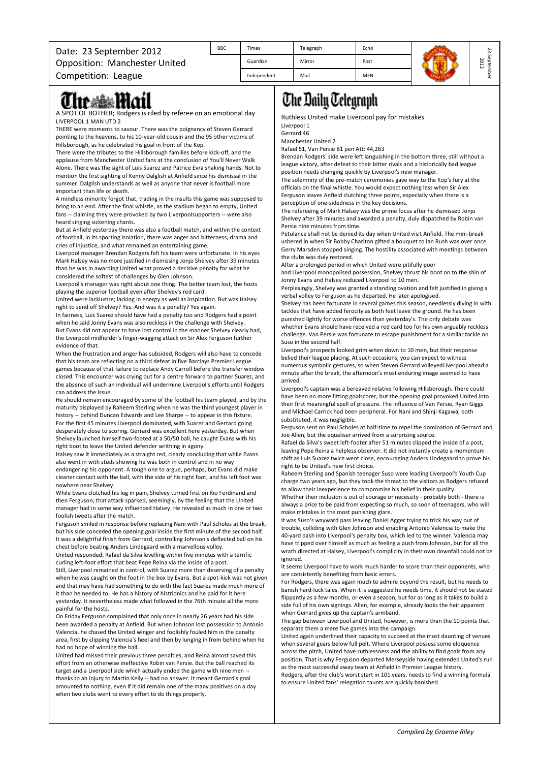Date: 23 September 2012
Opposition: Manchester United
Competition: League

| | | | |
|---|---|---|---|
| BBC | Times | Telegraph | Echo |
| | Guardian | Mirror | Post |
| | Independent | Mail | MEN |

23 September 2012

# The Mail

A SPOT OF BOTHER; Rodgers is riled by referee on an emotional day
LIVERPOOL 1 MAN UTD 2

THERE were moments to savour. There was the poignancy of Steven Gerrard pointing to the heavens, to his 10-year-old cousin and the 95 other victims of Hillsborough, as he celebrated his goal in front of the Kop.

There were the tributes to the Hillsborough families before kick-off, and the applause from Manchester United fans at the conclusion of You'll Never Walk Alone. There was the sight of Luis Suarez and Patrice Evra shaking hands. Not to mention the first sighting of Kenny Dalglish at Anfield since his dismissal in the summer. Dalglish understands as well as anyone that never is football more important than life or death.

A mindless minority forgot that, trading in the insults this game was supposed to bring to an end. After the final whistle, as the stadium began to empty, United fans -- claiming they were provoked by two Liverpoolsupporters -- were also heard singing sickening chants.

But at Anfield yesterday there was also a football match, and within the context of football, in its sporting isolation, there was anger and bitterness, drama and cries of injustice, and what remained an entertaining game.

Liverpool manager Brendan Rodgers felt his team were unfortunate. In his eyes Mark Halsey was no more justified in dismissing Jonjo Shelvey after 39 minutes than he was in awarding United what proved a decisive penalty for what he considered the softest of challenges by Glen Johnson.

Liverpool's manager was right about one thing. The better team lost, the hosts playing the superior football even after Shelvey's red card.

United were lacklustre; lacking in energy as well as inspiration. But was Halsey right to send off Shelvey? Yes. And was it a penalty? Yes again.

In fairness, Luis Suarez should have had a penalty too and Rodgers had a point when he said Jonny Evans was also reckless in the challenge with Shelvey.

But Evans did not appear to have lost control in the manner Shelvey clearly had, the Liverpool midfielder's finger-wagging attack on Sir Alex Ferguson further evidence of that.

When the frustration and anger has subsided, Rodgers will also have to concede that his team are reflecting on a third defeat in five Barclays Premier League games because of that failure to replace Andy Carroll before the transfer window closed. This encounter was crying out for a centre forward to partner Suarez, and the absence of such an individual will undermine Liverpool's efforts until Rodgers can address the issue.

He should remain encouraged by some of the football his team played, and by the maturity displayed by Raheem Sterling when he was the third youngest player in history -- behind Duncan Edwards and Lee Sharpe -- to appear in this fixture.

For the first 45 minutes Liverpool dominated, with Suarez and Gerrard going desperately close to scoring. Gerrard was excellent here yesterday. But when Shelvey launched himself two-footed at a 50/50 ball, he caught Evans with his right boot to leave the United defender writhing in agony.

Halsey saw it immediately as a straight red, clearly concluding that while Evans also went in with studs showing he was both in control and in no way endangering his opponent. A tough one to argue, perhaps, but Evans did make cleaner contact with the ball, with the side of his right foot, and his left foot was nowhere near Shelvey.

While Evans clutched his leg in pain, Shelvey turned first on Rio Ferdinand and then Ferguson; that attack sparked, seemingly, by the feeling that the United manager had in some way influenced Halsey. He revealed as much in one or two foolish tweets after the match.

Ferguson smiled in response before replacing Nani with Paul Scholes at the break, but his side conceded the opening goal inside the first minute of the second half. It was a delightful finish from Gerrard, controlling Johnson's deflected ball on his chest before beating Anders Lindegaard with a marvellous volley.

United responded, Rafael da Silva levelling within five minutes with a terrific curling left-foot effort that beat Pepe Reina via the inside of a post.

Still, Liverpool remained in control, with Suarez more than deserving of a penalty when he was caught on the foot in the box by Evans. But a spot-kick was not given and that may have had something to do with the fact Suarez made much more of it than he needed to. He has a history of histrionics and he paid for it here yesterday. It nevertheless made what followed in the 76th minute all the more painful for the hosts.

On Friday Ferguson complained that only once in nearly 26 years had his side been awarded a penalty at Anfield. But when Johnson lost possession to Antonio Valencia, he chased the United winger and foolishly fouled him in the penalty area, first by clipping Valencia's heel and then by lunging in from behind when he had no hope of winning the ball.

United had missed their previous three penalties, and Reina almost saved this effort from an otherwise ineffective Robin van Persie. But the ball reached its target and a Liverpool side which actually ended the game with nine men -- thanks to an injury to Martin Kelly -- had no answer. It meant Gerrard's goal amounted to nothing, even if it did remain one of the many positives on a day when two clubs went to every effort to do things properly.

# The Daily Telegraph

Ruthless United make Liverpool pay for mistakes

Liverpool 1
Gerrard 46
Manchester United 2
Rafael 51, Van Persie 81 pen Att: 44,263

Brendan Rodgers' side were left languishing in the bottom three, still without a league victory, after defeat to their bitter rivals and a historically bad league position needs changing quickly by Liverpool's new manager.

The solemnity of the pre-match ceremonies gave way to the Kop's fury at the officials on the final whistle. You would expect nothing less when Sir Alex Ferguson leaves Anfield clutching three points, especially when there is a perception of one-sidedness in the key decisions.

The refereeing of Mark Halsey was the prime focus after he dismissed Jonjo Shelvey after 39 minutes and awarded a penalty, duly dispatched by Robin van Persie nine minutes from time.

Petulance shall not be denied its day when United visit Anfield. The mini-break ushered in when Sir Bobby Charlton gifted a bouquet to Ian Rush was over once Gerry Marsden stopped singing. The hostility associated with meetings between the clubs was duly restored.

After a prolonged period in which United were pitifully poor and Liverpool monopolised possession, Shelvey thrust his boot on to the shin of Jonny Evans and Halsey reduced Liverpool to 10 men.

Perplexingly, Shelvey was granted a standing ovation and felt justified in giving a verbal volley to Ferguson as he departed. He later apologised.

Shelvey has been fortunate in several games this season, needlessly diving in with tackles that have added ferocity as both feet leave the ground. He has been punished lightly for worse offences than yesterday's. The only debate was whether Evans should have received a red card too for his own arguably reckless challenge. Van Persie was fortunate to escape punishment for a similar tackle on Suso in the second half.

Liverpool's prospects looked grim when down to 10 men, but their response belied their league placing. At such occasions, you can expect to witness numerous symbolic gestures, so when Steven Gerrard volleyedLiverpool ahead a minute after the break, the afternoon's most enduring image seemed to have arrived.

Liverpool's captain was a bereaved relative following Hillsborough. There could have been no more fitting goalscorer, but the opening goal provoked United into their first meaningful spell of pressure. The influence of Van Persie, Ryan Giggs and Michael Carrick had been peripheral. For Nani and Shinji Kagawa, both substituted, it was negligible.

Ferguson sent on Paul Scholes at half-time to repel the domination of Gerrard and Joe Allen, but the equaliser arrived from a surprising source.

Rafael da Silva's sweet left-footer after 51 minutes clipped the inside of a post, leaving Pepe Reina a helpless observer. It did not instantly create a momentum shift as Luis Suarez twice went close, encouraging Anders Lindegaard to prove his right to be United's new first choice.

Raheem Sterling and Spanish teenager Suso were leading Liverpool's Youth Cup charge two years ago, but they took the threat to the visitors as Rodgers refused to allow their inexperience to compromise his belief in their quality.

Whether their inclusion is out of courage or necessity - probably both - there is always a price to be paid from expecting so much, so soon of teenagers, who will make mistakes in the most punishing glare.

It was Suso's wayward pass leaving Daniel Agger trying to trick his way out of trouble, colliding with Glen Johnson and enabling Antonio Valencia to make the 40-yard dash into Liverpool's penalty box, which led to the winner. Valencia may have tripped over himself as much as feeling a push from Johnson, but for all the wrath directed at Halsey, Liverpool's complicity in their own downfall could not be ignored.

It seems Liverpool have to work much harder to score than their opponents, who are consistently benefiting from basic errors.

For Rodgers, there was again much to admire beyond the result, but he needs to banish hard-luck tales. When it is suggested he needs time, it should not be stated flippantly as a few months, or even a season, but for as long as it takes to build a side full of his own signings. Allen, for example, already looks the heir apparent when Gerrard gives up the captain's armband.

The gap between Liverpool and United, however, is more than the 10 points that separate them a mere five games into the campaign.

United again underlined their capacity to succeed at the most daunting of venues when several gears below full pelt. Where Liverpool possess some eloquence across the pitch, United have ruthlessness and the ability to find goals from any position. That is why Ferguson departed Merseyside having extended United's run as the most successful away team at Anfield in Premier League history.

Rodgers, after the club's worst start in 101 years, needs to find a winning formula to ensure United fans' relegation taunts are quickly banished.

*Compiled by Graeme Riley*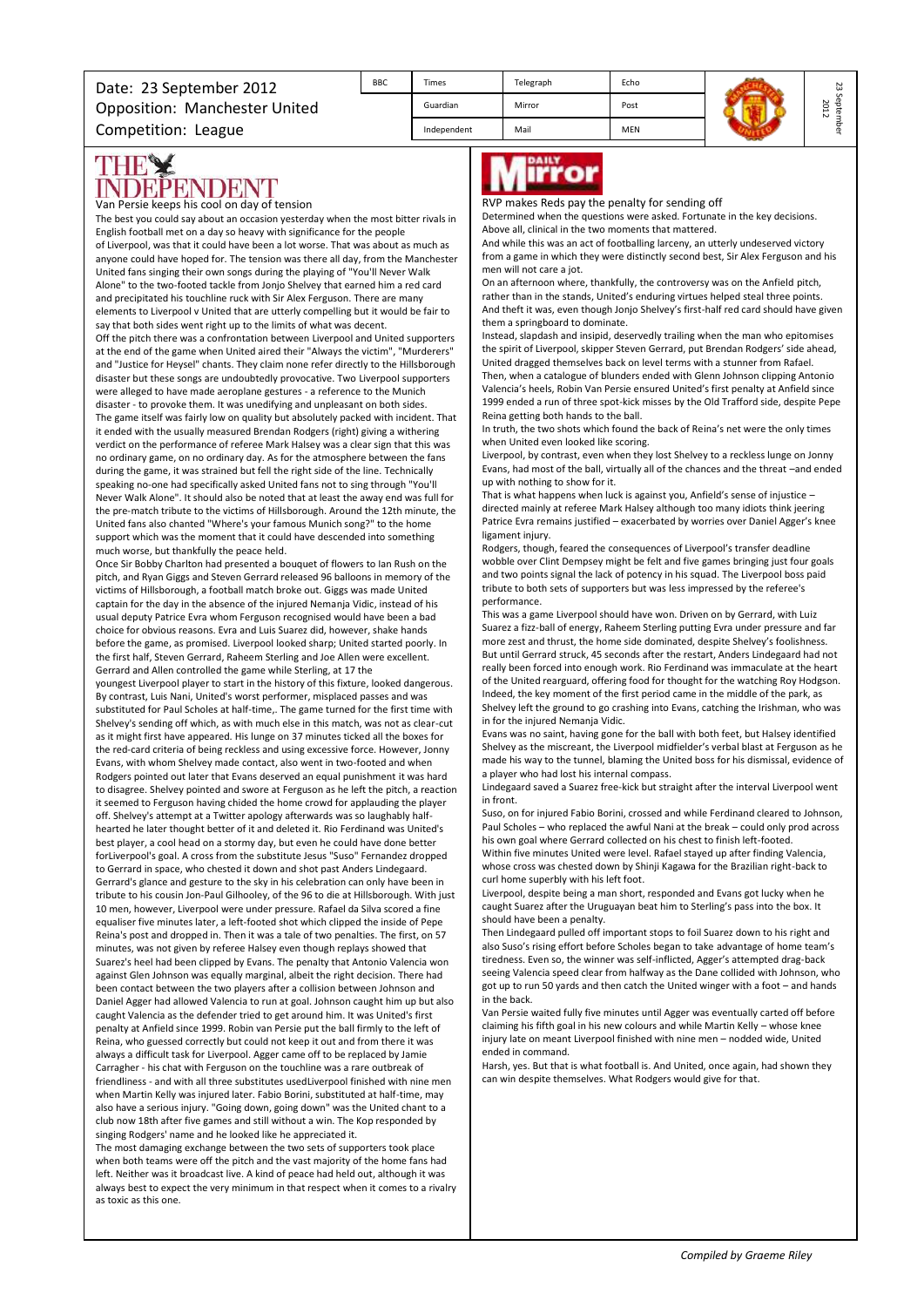Date: 23 September 2012
Opposition: Manchester United
Competition: League

| BBC | Times | Telegraph | Echo |
|---|---|---|---|
| | Guardian | Mirror | Post |
| | Independent | Mail | MEN |

23 September 2012

## THE INDEPENDENT

Van Persie keeps his cool on day of tension

The best you could say about an occasion yesterday when the most bitter rivals in English football met on a day so heavy with significance for the people of Liverpool, was that it could have been a lot worse. That was about as much as anyone could have hoped for. The tension was there all day, from the Manchester United fans singing their own songs during the playing of "You'll Never Walk Alone" to the two-footed tackle from Jonjo Shelvey that earned him a red card and precipitated his touchline ruck with Sir Alex Ferguson. There are many elements to Liverpool v United that are utterly compelling but it would be fair to say that both sides went right up to the limits of what was decent.

Off the pitch there was a confrontation between Liverpool and United supporters at the end of the game when United aired their "Always the victim", "Murderers" and "Justice for Heysel" chants. They claim none refer directly to the Hillsborough disaster but these songs are undoubtedly provocative. Two Liverpool supporters were alleged to have made aeroplane gestures - a reference to the Munich disaster - to provoke them. It was unedifying and unpleasant on both sides.

The game itself was fairly low on quality but absolutely packed with incident. That it ended with the usually measured Brendan Rodgers (right) giving a withering verdict on the performance of referee Mark Halsey was a clear sign that this was no ordinary game, on no ordinary day. As for the atmosphere between the fans during the game, it was strained but fell the right side of the line. Technically speaking no-one had specifically asked United fans not to sing through "You'll Never Walk Alone". It should also be noted that at least the away end was full for the pre-match tribute to the victims of Hillsborough. Around the 12th minute, the United fans also chanted "Where's your famous Munich song?" to the home support which was the moment that it could have descended into something much worse, but thankfully the peace held.

Once Sir Bobby Charlton had presented a bouquet of flowers to Ian Rush on the pitch, and Ryan Giggs and Steven Gerrard released 96 balloons in memory of the victims of Hillsborough, a football match broke out. Giggs was made United captain for the day in the absence of the injured Nemanja Vidic, instead of his usual deputy Patrice Evra whom Ferguson recognised would have been a bad choice for obvious reasons. Evra and Luis Suarez did, however, shake hands before the game, as promised. Liverpool looked sharp; United started poorly. In the first half, Steven Gerrard, Raheem Sterling and Joe Allen were excellent. Gerrard and Allen controlled the game while Sterling, at 17 the youngest Liverpool player to start in the history of this fixture, looked dangerous. By contrast, Luis Nani, United's worst performer, misplaced passes and was substituted for Paul Scholes at half-time,. The game turned for the first time with Shelvey's sending off which, as with much else in this match, was not as clear-cut as it might first have appeared. His lunge on 37 minutes ticked all the boxes for the red-card criteria of being reckless and using excessive force. However, Jonny Evans, with whom Shelvey made contact, also went in two-footed and when Rodgers pointed out later that Evans deserved an equal punishment it was hard to disagree. Shelvey pointed and swore at Ferguson as he left the pitch, a reaction it seemed to Ferguson having chided the home crowd for applauding the player off. Shelvey's attempt at a Twitter apology afterwards was so laughably half-hearted he later thought better of it and deleted it. Rio Ferdinand was United's best player, a cool head on a stormy day, but even he could have done better forLiverpool's goal. A cross from the substitute Jesus "Suso" Fernandez dropped to Gerrard in space, who chested it down and shot past Anders Lindegaard. Gerrard's glance and gesture to the sky in his celebration can only have been in tribute to his cousin Jon-Paul Gilhooley, of the 96 to die at Hillsborough. With just 10 men, however, Liverpool were under pressure. Rafael da Silva scored a fine equaliser five minutes later, a left-footed shot which clipped the inside of Pepe Reina's post and dropped in. Then it was a tale of two penalties. The first, on 57 minutes, was not given by referee Halsey even though replays showed that Suarez's heel had been clipped by Evans. The penalty that Antonio Valencia won against Glen Johnson was equally marginal, albeit the right decision. There had been contact between the two players after a collision between Johnson and Daniel Agger had allowed Valencia to run at goal. Johnson caught him up but also caught Valencia as the defender tried to get around him. It was United's first penalty at Anfield since 1999. Robin van Persie put the ball firmly to the left of Reina, who guessed correctly but could not keep it out and from there it was always a difficult task for Liverpool. Agger came off to be replaced by Jamie Carragher - his chat with Ferguson on the touchline was a rare outbreak of friendliness - and with all three substitutes usedLiverpool finished with nine men when Martin Kelly was injured later. Fabio Borini, substituted at half-time, may also have a serious injury. "Going down, going down" was the United chant to a club now 18th after five games and still without a win. The Kop responded by singing Rodgers' name and he looked like he appreciated it.

The most damaging exchange between the two sets of supporters took place when both teams were off the pitch and the vast majority of the home fans had left. Neither was it broadcast live. A kind of peace had held out, although it is always best to expect the very minimum in that respect when it comes to a rivalry as toxic as this one.

## Daily Mirror

RVP makes Reds pay the penalty for sending off

Determined when the questions were asked. Fortunate in the key decisions. Above all, clinical in the two moments that mattered.

And while this was an act of footballing larceny, an utterly undeserved victory from a game in which they were distinctly second best, Sir Alex Ferguson and his men will not care a jot.

On an afternoon where, thankfully, the controversy was on the Anfield pitch, rather than in the stands, United's enduring virtues helped steal three points. And theft it was, even though Jonjo Shelvey's first-half red card should have given them a springboard to dominate.

Instead, slapdash and insipid, deservedly trailing when the man who epitomises the spirit of Liverpool, skipper Steven Gerrard, put Brendan Rodgers' side ahead, United dragged themselves back on level terms with a stunner from Rafael.

Then, when a catalogue of blunders ended with Glenn Johnson clipping Antonio Valencia's heels, Robin Van Persie ensured United's first penalty at Anfield since 1999 ended a run of three spot-kick misses by the Old Trafford side, despite Pepe Reina getting both hands to the ball.

In truth, the two shots which found the back of Reina's net were the only times when United even looked like scoring.

Liverpool, by contrast, even when they lost Shelvey to a reckless lunge on Jonny Evans, had most of the ball, virtually all of the chances and the threat –and ended up with nothing to show for it.

That is what happens when luck is against you, Anfield's sense of injustice – directed mainly at referee Mark Halsey although too many idiots think jeering Patrice Evra remains justified – exacerbated by worries over Daniel Agger's knee ligament injury.

Rodgers, though, feared the consequences of Liverpool's transfer deadline wobble over Clint Dempsey might be felt and five games bringing just four goals and two points signal the lack of potency in his squad. The Liverpool boss paid tribute to both sets of supporters but was less impressed by the referee's performance.

This was a game Liverpool should have won. Driven on by Gerrard, with Luiz Suarez a fizz-ball of energy, Raheem Sterling putting Evra under pressure and far more zest and thrust, the home side dominated, despite Shelvey's foolishness. But until Gerrard struck, 45 seconds after the restart, Anders Lindegaard had not really been forced into enough work. Rio Ferdinand was immaculate at the heart of the United rearguard, offering food for thought for the watching Roy Hodgson. Indeed, the key moment of the first period came in the middle of the park, as Shelvey left the ground to go crashing into Evans, catching the Irishman, who was in for the injured Nemanja Vidic.

Evans was no saint, having gone for the ball with both feet, but Halsey identified Shelvey as the miscreant, the Liverpool midfielder's verbal blast at Ferguson as he made his way to the tunnel, blaming the United boss for his dismissal, evidence of a player who had lost his internal compass.

Lindegaard saved a Suarez free-kick but straight after the interval Liverpool went in front.

Suso, on for injured Fabio Borini, crossed and while Ferdinand cleared to Johnson, Paul Scholes – who replaced the awful Nani at the break – could only prod across his own goal where Gerrard collected on his chest to finish left-footed.

Within five minutes United were level. Rafael stayed up after finding Valencia, whose cross was chested down by Shinji Kagawa for the Brazilian right-back to curl home superbly with his left foot.

Liverpool, despite being a man short, responded and Evans got lucky when he caught Suarez after the Uruguayan beat him to Sterling's pass into the box. It should have been a penalty.

Then Lindegaard pulled off important stops to foil Suarez down to his right and also Suso's rising effort before Scholes began to take advantage of home team's tiredness. Even so, the winner was self-inflicted, Agger's attempted drag-back seeing Valencia speed clear from halfway as the Dane collided with Johnson, who got up to run 50 yards and then catch the United winger with a foot – and hands in the back.

Van Persie waited fully five minutes until Agger was eventually carted off before claiming his fifth goal in his new colours and while Martin Kelly – whose knee injury late on meant Liverpool finished with nine men – nodded wide, United ended in command.

Harsh, yes. But that is what football is. And United, once again, had shown they can win despite themselves. What Rodgers would give for that.

*Compiled by Graeme Riley*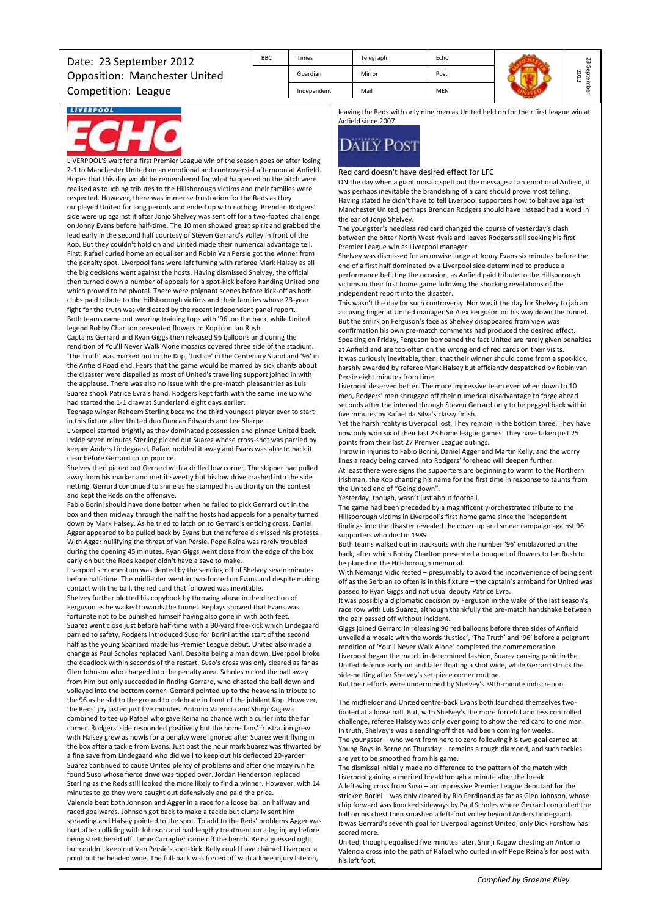Date: 23 September 2012
Opposition: Manchester United
Competition: League

| BBC | Times | Telegraph | Echo |
|---|---|---|---|
| | Guardian | Mirror | Post |
| | Independent | Mail | MEN |

## Liverpool Echo

LIVERPOOL'S wait for a first Premier League win of the season goes on after losing 2-1 to Manchester United on an emotional and controversial afternoon at Anfield. Hopes that this day would be remembered for what happened on the pitch were realised as touching tributes to the Hillsborough victims and their families were respected. However, there was immense frustration for the Reds as they outplayed United for long periods and ended up with nothing. Brendan Rodgers' side were up against it after Jonjo Shelvey was sent off for a two-footed challenge on Jonny Evans before half-time. The 10 men showed great spirit and grabbed the lead early in the second half courtesy of Steven Gerrard's volley in front of the Kop. But they couldn't hold on and United made their numerical advantage tell. First, Rafael curled home an equaliser and Robin Van Persie got the winner from the penalty spot. Liverpool fans were left fuming with referee Mark Halsey as all the big decisions went against the hosts. Having dismissed Shelvey, the official then turned down a number of appeals for a spot-kick before handing United one which proved to be pivotal. There were poignant scenes before kick-off as both clubs paid tribute to the Hillsborough victims and their families whose 23-year fight for the truth was vindicated by the recent independent panel report.

Both teams came out wearing training tops with '96' on the back, while United legend Bobby Charlton presented flowers to Kop icon Ian Rush.

Captains Gerrard and Ryan Giggs then released 96 balloons and during the rendition of You'll Never Walk Alone mosaics covered three side of the stadium. 'The Truth' was marked out in the Kop, 'Justice' in the Centenary Stand and '96' in the Anfield Road end. Fears that the game would be marred by sick chants about the disaster were dispelled as most of United's travelling support joined in with the applause. There was also no issue with the pre-match pleasantries as Luis Suarez shook Patrice Evra's hand. Rodgers kept faith with the same line up who had started the 1-1 draw at Sunderland eight days earlier.

Teenage winger Raheem Sterling became the third youngest player ever to start in this fixture after United duo Duncan Edwards and Lee Sharpe.

Liverpool started brightly as they dominated possession and pinned United back. Inside seven minutes Sterling picked out Suarez whose cross-shot was parried by keeper Anders Lindegaard. Rafael nodded it away and Evans was able to hack it clear before Gerrard could pounce.

Shelvey then picked out Gerrard with a drilled low corner. The skipper had pulled away from his marker and met it sweetly but his low drive crashed into the side netting. Gerrard continued to shine as he stamped his authority on the contest and kept the Reds on the offensive.

Fabio Borini should have done better when he failed to pick Gerrard out in the box and then midway through the half the hosts had appeals for a penalty turned down by Mark Halsey. As he tried to latch on to Gerrard's enticing cross, Daniel Agger appeared to be pulled back by Evans but the referee dismissed his protests. With Agger nullifying the threat of Van Persie, Pepe Reina was rarely troubled during the opening 45 minutes. Ryan Giggs went close from the edge of the box early on but the Reds keeper didn't have a save to make.

Liverpool's momentum was dented by the sending off of Shelvey seven minutes before half-time. The midfielder went in two-footed on Evans and despite making contact with the ball, the red card that followed was inevitable.

Shelvey further blotted his copybook by throwing abuse in the direction of Ferguson as he walked towards the tunnel. Replays showed that Evans was fortunate not to be punished himself having also gone in with both feet.

Suarez went close just before half-time with a 30-yard free-kick which Lindegaard parried to safety. Rodgers introduced Suso for Borini at the start of the second half as the young Spaniard made his Premier League debut. United also made a change as Paul Scholes replaced Nani. Despite being a man down, Liverpool broke the deadlock within seconds of the restart. Suso's cross was only cleared as far as Glen Johnson who charged into the penalty area. Scholes nicked the ball away from him but only succeeded in finding Gerrard, who chested the ball down and volleyed into the bottom corner. Gerrard pointed up to the heavens in tribute to the 96 as he slid to the ground to celebrate in front of the jubilant Kop. However, the Reds' joy lasted just five minutes. Antonio Valencia and Shinji Kagawa combined to tee up Rafael who gave Reina no chance with a curler into the far corner. Rodgers' side responded positively but the home fans' frustration grew with Halsey grew as howls for a penalty were ignored after Suarez went flying in the box after a tackle from Evans. Just past the hour mark Suarez was thwarted by a fine save from Lindegaard who did well to keep out his deflected 20-yarder

Suarez continued to cause United plenty of problems and after one mazy run he found Suso whose fierce drive was tipped over. Jordan Henderson replaced Sterling as the Reds still looked the more likely to find a winner. However, with 14 minutes to go they were caught out defensively and paid the price.

Valencia beat both Johnson and Agger in a race for a loose ball on halfway and raced goalwards. Johnson got back to make a tackle but clumsily sent him sprawling and Halsey pointed to the spot. To add to the Reds' problems Agger was hurt after colliding with Johnson and had lengthy treatment on a leg injury before being stretchered off. Jamie Carragher came off the bench. Reina guessed right but couldn't keep out Van Persie's spot-kick. Kelly could have claimed Liverpool a point but he headed wide. The full-back was forced off with a knee injury late on, leaving the Reds with only nine men as United held on for their first league win at Anfield since 2007.

## Daily Post

### Red card doesn't have desired effect for LFC

ON the day when a giant mosaic spelt out the message at an emotional Anfield, it was perhaps inevitable the brandishing of a card should prove most telling.

Having stated he didn't have to tell Liverpool supporters how to behave against Manchester United, perhaps Brendan Rodgers should have instead had a word in the ear of Jonjo Shelvey.

The youngster's needless red card changed the course of yesterday's clash between the bitter North West rivals and leaves Rodgers still seeking his first Premier League win as Liverpool manager.

Shelvey was dismissed for an unwise lunge at Jonny Evans six minutes before the end of a first half dominated by a Liverpool side determined to produce a performance befitting the occasion, as Anfield paid tribute to the Hillsborough victims in their first home game following the shocking revelations of the independent report into the disaster.

This wasn't the day for such controversy. Nor was it the day for Shelvey to jab an accusing finger at United manager Sir Alex Ferguson on his way down the tunnel. But the smirk on Ferguson's face as Shelvey disappeared from view was confirmation his own pre-match comments had produced the desired effect.

Speaking on Friday, Ferguson bemoaned the fact United are rarely given penalties at Anfield and are too often on the wrong end of red cards on their visits.

It was curiously inevitable, then, that their winner should come from a spot-kick, harshly awarded by referee Mark Halsey but efficiently despatched by Robin van Persie eight minutes from time.

Liverpool deserved better. The more impressive team even when down to 10 men, Rodgers' men shrugged off their numerical disadvantage to forge ahead seconds after the interval through Steven Gerrard only to be pegged back within five minutes by Rafael da Silva's classy finish.

Yet the harsh reality is Liverpool lost. They remain in the bottom three. They have now only won six of their last 23 home league games. They have taken just 25 points from their last 27 Premier League outings.

Throw in injuries to Fabio Borini, Daniel Agger and Martin Kelly, and the worry lines already being carved into Rodgers' forehead will deepen further.

At least there were signs the supporters are beginning to warm to the Northern Irishman, the Kop chanting his name for the first time in response to taunts from the United end of "Going down".

Yesterday, though, wasn't just about football.

The game had been preceded by a magnificently-orchestrated tribute to the Hillsborough victims in Liverpool's first home game since the independent findings into the disaster revealed the cover-up and smear campaign against 96 supporters who died in 1989.

Both teams walked out in tracksuits with the number '96' emblazoned on the back, after which Bobby Charlton presented a bouquet of flowers to Ian Rush to be placed on the Hillsborough memorial.

With Nemanja Vidic rested – presumably to avoid the inconvenience of being sent off as the Serbian so often is in this fixture – the captain's armband for United was passed to Ryan Giggs and not usual deputy Patrice Evra.

It was possibly a diplomatic decision by Ferguson in the wake of the last season's race row with Luis Suarez, although thankfully the pre-match handshake between the pair passed off without incident.

Giggs joined Gerrard in releasing 96 red balloons before three sides of Anfield unveiled a mosaic with the words 'Justice', 'The Truth' and '96' before a poignant rendition of 'You'll Never Walk Alone' completed the commemoration.

Liverpool began the match in determined fashion, Suarez causing panic in the United defence early on and later floating a shot wide, while Gerrard struck the side-netting after Shelvey's set-piece corner routine.

But their efforts were undermined by Shelvey's 39th-minute indiscretion.

The midfielder and United centre-back Evans both launched themselves two-footed at a loose ball. But, with Shelvey's the more forceful and less controlled challenge, referee Halsey was only ever going to show the red card to one man. In truth, Shelvey's was a sending-off that had been coming for weeks.

The youngster – who went from hero to zero following his two-goal cameo at Young Boys in Berne on Thursday – remains a rough diamond, and such tackles are yet to be smoothed from his game.

The dismissal initially made no difference to the pattern of the match with Liverpool gaining a merited breakthrough a minute after the break.

A left-wing cross from Suso – an impressive Premier League debutant for the stricken Borini – was only cleared by Rio Ferdinand as far as Glen Johnson, whose chip forward was knocked sideways by Paul Scholes where Gerrard controlled the ball on his chest then smashed a left-foot volley beyond Anders Lindegaard.

It was Gerrard's seventh goal for Liverpool against United; only Dick Forshaw has scored more.

United, though, equalised five minutes later, Shinji Kagawa chesting an Antonio Valencia cross into the path of Rafael who curled in off Pepe Reina's far post with his left foot.

*Compiled by Graeme Riley*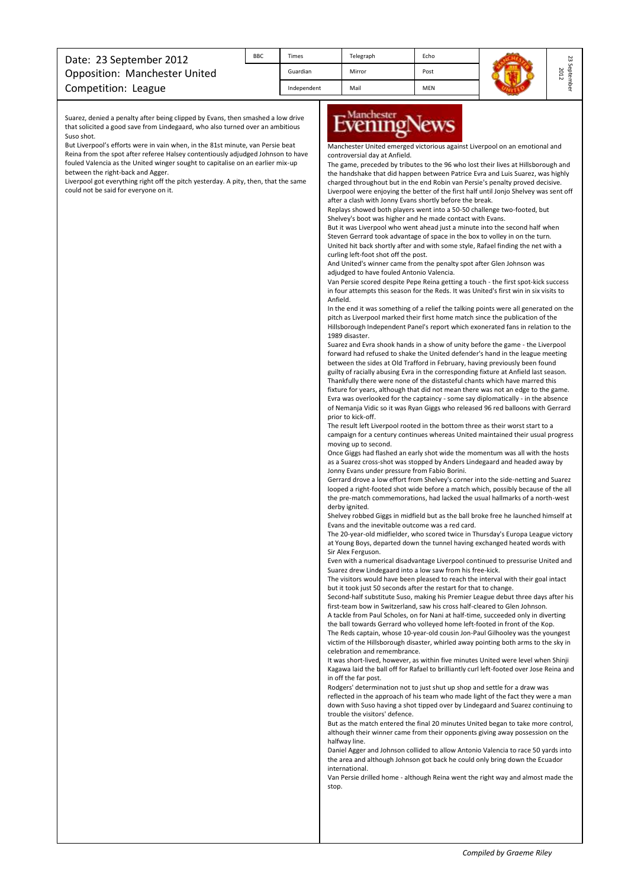Date: 23 September 2012
Opposition: Manchester United
Competition: League

| | | | |
|---|---|---|---|
| BBC | Times | Telegraph | Echo |
| | Guardian | Mirror | Post |
| | Independent | Mail | MEN |

Suarez, denied a penalty after being clipped by Evans, then smashed a low drive that solicited a good save from Lindegaard, who also turned over an ambitious Suso shot.

But Liverpool's efforts were in vain when, in the 81st minute, van Persie beat Reina from the spot after referee Halsey contentiously adjudged Johnson to have fouled Valencia as the United winger sought to capitalise on an earlier mix-up between the right-back and Agger.

Liverpool got everything right off the pitch yesterday. A pity, then, that the same could not be said for everyone on it.

## Manchester Evening News

Manchester United emerged victorious against Liverpool on an emotional and controversial day at Anfield.

The game, preceded by tributes to the 96 who lost their lives at Hillsborough and the handshake that did happen between Patrice Evra and Luis Suarez, was highly charged throughout but in the end Robin van Persie's penalty proved decisive.

Liverpool were enjoying the better of the first half until Jonjo Shelvey was sent off after a clash with Jonny Evans shortly before the break.

Replays showed both players went into a 50-50 challenge two-footed, but Shelvey's boot was higher and he made contact with Evans.

But it was Liverpool who went ahead just a minute into the second half when Steven Gerrard took advantage of space in the box to volley in on the turn.

United hit back shortly after and with some style, Rafael finding the net with a curling left-foot shot off the post.

And United's winner came from the penalty spot after Glen Johnson was adjudged to have fouled Antonio Valencia.

Van Persie scored despite Pepe Reina getting a touch - the first spot-kick success in four attempts this season for the Reds. It was United's first win in six visits to Anfield.

In the end it was something of a relief the talking points were all generated on the pitch as Liverpool marked their first home match since the publication of the Hillsborough Independent Panel's report which exonerated fans in relation to the 1989 disaster.

Suarez and Evra shook hands in a show of unity before the game - the Liverpool forward had refused to shake the United defender's hand in the league meeting between the sides at Old Trafford in February, having previously been found guilty of racially abusing Evra in the corresponding fixture at Anfield last season.

Thankfully there were none of the distasteful chants which have marred this fixture for years, although that did not mean there was not an edge to the game.

Evra was overlooked for the captaincy - some say diplomatically - in the absence of Nemanja Vidic so it was Ryan Giggs who released 96 red balloons with Gerrard prior to kick-off.

The result left Liverpool rooted in the bottom three as their worst start to a campaign for a century continues whereas United maintained their usual progress moving up to second.

Once Giggs had flashed an early shot wide the momentum was all with the hosts as a Suarez cross-shot was stopped by Anders Lindegaard and headed away by Jonny Evans under pressure from Fabio Borini.

Gerrard drove a low effort from Shelvey's corner into the side-netting and Suarez looped a right-footed shot wide before a match which, possibly because of the all the pre-match commemorations, had lacked the usual hallmarks of a north-west derby ignited.

Shelvey robbed Giggs in midfield but as the ball broke free he launched himself at Evans and the inevitable outcome was a red card.

The 20-year-old midfielder, who scored twice in Thursday's Europa League victory at Young Boys, departed down the tunnel having exchanged heated words with Sir Alex Ferguson.

Even with a numerical disadvantage Liverpool continued to pressurise United and Suarez drew Lindegaard into a low saw from his free-kick.

The visitors would have been pleased to reach the interval with their goal intact but it took just 50 seconds after the restart for that to change.

Second-half substitute Suso, making his Premier League debut three days after his first-team bow in Switzerland, saw his cross half-cleared to Glen Johnson.

A tackle from Paul Scholes, on for Nani at half-time, succeeded only in diverting the ball towards Gerrard who volleyed home left-footed in front of the Kop.

The Reds captain, whose 10-year-old cousin Jon-Paul Gilhooley was the youngest victim of the Hillsborough disaster, whirled away pointing both arms to the sky in celebration and remembrance.

It was short-lived, however, as within five minutes United were level when Shinji Kagawa laid the ball off for Rafael to brilliantly curl left-footed over Jose Reina and in off the far post.

Rodgers' determination not to just shut up shop and settle for a draw was reflected in the approach of his team who made light of the fact they were a man down with Suso having a shot tipped over by Lindegaard and Suarez continuing to trouble the visitors' defence.

But as the match entered the final 20 minutes United began to take more control, although their winner came from their opponents giving away possession on the halfway line.

Daniel Agger and Johnson collided to allow Antonio Valencia to race 50 yards into the area and although Johnson got back he could only bring down the Ecuador international.

Van Persie drilled home - although Reina went the right way and almost made the stop.

*Compiled by Graeme Riley*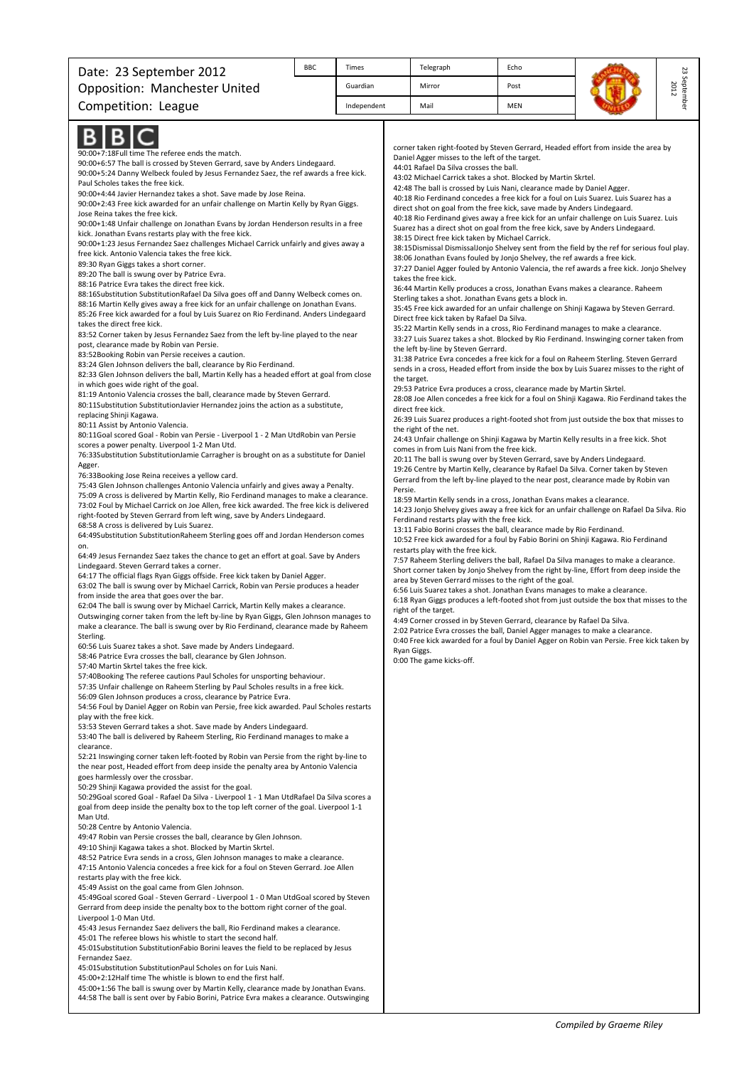| Date: 23 September 2012 | BBC | Times | Telegraph | Echo |
|---|---|---|---|---|
| Opposition: Manchester United | | Guardian | Mirror | Post |
| Competition: League | | Independent | Mail | MEN |

23 September 2012

# BBC

90:00+7:18Full time The referee ends the match.
90:00+6:57 The ball is crossed by Steven Gerrard, save by Anders Lindegaard.
90:00+5:24 Danny Welbeck fouled by Jesus Fernandez Saez, the ref awards a free kick. Paul Scholes takes the free kick.
90:00+4:44 Javier Hernandez takes a shot. Save made by Jose Reina.
90:00+2:43 Free kick awarded for an unfair challenge on Martin Kelly by Ryan Giggs. Jose Reina takes the free kick.
90:00+1:48 Unfair challenge on Jonathan Evans by Jordan Henderson results in a free kick. Jonathan Evans restarts play with the free kick.
90:00+1:23 Jesus Fernandez Saez challenges Michael Carrick unfairly and gives away a free kick. Antonio Valencia takes the free kick.
89:30 Ryan Giggs takes a short corner.
89:20 The ball is swung over by Patrice Evra.
88:16 Patrice Evra takes the direct free kick.
88:16Substitution SubstitutionRafael Da Silva goes off and Danny Welbeck comes on.
88:16 Martin Kelly gives away a free kick for an unfair challenge on Jonathan Evans.
85:26 Free kick awarded for a foul by Luis Suarez on Rio Ferdinand. Anders Lindegaard takes the direct free kick.
83:52 Corner taken by Jesus Fernandez Saez from the left by-line played to the near post, clearance made by Robin van Persie.
83:52Booking Robin van Persie receives a caution.
83:24 Glen Johnson delivers the ball, clearance by Rio Ferdinand.
82:33 Glen Johnson delivers the ball, Martin Kelly has a headed effort at goal from close in which goes wide right of the goal.
81:19 Antonio Valencia crosses the ball, clearance made by Steven Gerrard.
80:11Substitution SubstitutionJavier Hernandez joins the action as a substitute, replacing Shinji Kagawa.
80:11 Assist by Antonio Valencia.
80:11Goal scored Goal - Robin van Persie - Liverpool 1 - 2 Man UtdRobin van Persie scores a power penalty. Liverpool 1-2 Man Utd.
76:33Substitution SubstitutionJamie Carragher is brought on as a substitute for Daniel Agger.
76:33Booking Jose Reina receives a yellow card.
75:43 Glen Johnson challenges Antonio Valencia unfairly and gives away a Penalty.
75:09 A cross is delivered by Martin Kelly, Rio Ferdinand manages to make a clearance.
73:02 Foul by Michael Carrick on Joe Allen, free kick awarded. The free kick is delivered right-footed by Steven Gerrard from left wing, save by Anders Lindegaard.
68:58 A cross is delivered by Luis Suarez.
64:49Substitution SubstitutionRaheem Sterling goes off and Jordan Henderson comes on.
64:49 Jesus Fernandez Saez takes the chance to get an effort at goal. Save by Anders Lindegaard. Steven Gerrard takes a corner.
64:17 The official flags Ryan Giggs offside. Free kick taken by Daniel Agger.
63:02 The ball is swung over by Michael Carrick, Robin van Persie produces a header from inside the area that goes over the bar.
62:04 The ball is swung over by Michael Carrick, Martin Kelly makes a clearance. Outswinging corner taken from the left by-line by Ryan Giggs, Glen Johnson manages to make a clearance. The ball is swung over by Rio Ferdinand, clearance made by Raheem Sterling.
60:56 Luis Suarez takes a shot. Save made by Anders Lindegaard.
58:46 Patrice Evra crosses the ball, clearance by Glen Johnson.
57:40 Martin Skrtel takes the free kick.
57:40Booking The referee cautions Paul Scholes for unsporting behaviour.
57:35 Unfair challenge on Raheem Sterling by Paul Scholes results in a free kick.
56:09 Glen Johnson produces a cross, clearance by Patrice Evra.
54:56 Foul by Daniel Agger on Robin van Persie, free kick awarded. Paul Scholes restarts play with the free kick.
53:53 Steven Gerrard takes a shot. Save made by Anders Lindegaard.
53:40 The ball is delivered by Raheem Sterling, Rio Ferdinand manages to make a clearance.
52:21 Inswinging corner taken left-footed by Robin van Persie from the right by-line to the near post, Headed effort from deep inside the penalty area by Antonio Valencia goes harmlessly over the crossbar.
50:29 Shinji Kagawa provided the assist for the goal.
50:29Goal scored Goal - Rafael Da Silva - Liverpool 1 - 1 Man UtdRafael Da Silva scores a goal from deep inside the penalty box to the top left corner of the goal. Liverpool 1-1 Man Utd.
50:28 Centre by Antonio Valencia.
49:47 Robin van Persie crosses the ball, clearance by Glen Johnson.
49:10 Shinji Kagawa takes a shot. Blocked by Martin Skrtel.
48:52 Patrice Evra sends in a cross, Glen Johnson manages to make a clearance.
47:15 Antonio Valencia concedes a free kick for a foul on Steven Gerrard. Joe Allen restarts play with the free kick.
45:49 Assist on the goal came from Glen Johnson.
45:49Goal scored Goal - Steven Gerrard - Liverpool 1 - 0 Man UtdGoal scored by Steven Gerrard from deep inside the penalty box to the bottom right corner of the goal. Liverpool 1-0 Man Utd.
45:43 Jesus Fernandez Saez delivers the ball, Rio Ferdinand makes a clearance.
45:01 The referee blows his whistle to start the second half.
45:01Substitution SubstitutionFabio Borini leaves the field to be replaced by Jesus Fernandez Saez.
45:01Substitution SubstitutionPaul Scholes on for Luis Nani.
45:00+2:12Half time The whistle is blown to end the first half.
45:00+1:56 The ball is swung over by Martin Kelly, clearance made by Jonathan Evans.
44:58 The ball is sent over by Fabio Borini, Patrice Evra makes a clearance. Outswinging corner taken right-footed by Steven Gerrard, Headed effort from inside the area by Daniel Agger misses to the left of the target.
44:01 Rafael Da Silva crosses the ball.
43:02 Michael Carrick takes a shot. Blocked by Martin Skrtel.
42:48 The ball is crossed by Luis Nani, clearance made by Daniel Agger.
40:18 Rio Ferdinand concedes a free kick for a foul on Luis Suarez. Luis Suarez has a direct shot on goal from the free kick, save made by Anders Lindegaard.
40:18 Rio Ferdinand gives away a free kick for an unfair challenge on Luis Suarez. Luis Suarez has a direct shot on goal from the free kick, save by Anders Lindegaard.
38:15 Direct free kick taken by Michael Carrick.
38:15Dismissal DismissalJonjo Shelvey sent from the field by the ref for serious foul play.
38:06 Jonathan Evans fouled by Jonjo Shelvey, the ref awards a free kick.
37:27 Daniel Agger fouled by Antonio Valencia, the ref awards a free kick. Jonjo Shelvey takes the free kick.
36:44 Martin Kelly produces a cross, Jonathan Evans makes a clearance. Raheem Sterling takes a shot. Jonathan Evans gets a block in.
35:45 Free kick awarded for an unfair challenge on Shinji Kagawa by Steven Gerrard. Direct free kick taken by Rafael Da Silva.
35:22 Martin Kelly sends in a cross, Rio Ferdinand manages to make a clearance.
33:27 Luis Suarez takes a shot. Blocked by Rio Ferdinand. Inswinging corner taken from the left by-line by Steven Gerrard.
31:38 Patrice Evra concedes a free kick for a foul on Raheem Sterling. Steven Gerrard sends in a cross, Headed effort from inside the box by Luis Suarez misses to the right of the target.
29:53 Patrice Evra produces a cross, clearance made by Martin Skrtel.
28:08 Joe Allen concedes a free kick for a foul on Shinji Kagawa. Rio Ferdinand takes the direct free kick.
26:39 Luis Suarez produces a right-footed shot from just outside the box that misses to the right of the net.
24:43 Unfair challenge on Shinji Kagawa by Martin Kelly results in a free kick. Shot comes in from Luis Nani from the free kick.
20:11 The ball is swung over by Steven Gerrard, save by Anders Lindegaard.
19:26 Centre by Martin Kelly, clearance by Rafael Da Silva. Corner taken by Steven Gerrard from the left by-line played to the near post, clearance made by Robin van Persie.
18:59 Martin Kelly sends in a cross, Jonathan Evans makes a clearance.
14:23 Jonjo Shelvey gives away a free kick for an unfair challenge on Rafael Da Silva. Rio Ferdinand restarts play with the free kick.
13:11 Fabio Borini crosses the ball, clearance made by Rio Ferdinand.
10:52 Free kick awarded for a foul by Fabio Borini on Shinji Kagawa. Rio Ferdinand restarts play with the free kick.
7:57 Raheem Sterling delivers the ball, Rafael Da Silva manages to make a clearance. Short corner taken by Jonjo Shelvey from the right by-line, Effort from deep inside the area by Steven Gerrard misses to the right of the goal.
6:56 Luis Suarez takes a shot. Jonathan Evans manages to make a clearance.
6:18 Ryan Giggs produces a left-footed shot from just outside the box that misses to the right of the target.
4:49 Corner crossed in by Steven Gerrard, clearance by Rafael Da Silva.
2:02 Patrice Evra crosses the ball, Daniel Agger manages to make a clearance.
0:40 Free kick awarded for a foul by Daniel Agger on Robin van Persie. Free kick taken by Ryan Giggs.
0:00 The game kicks-off.

*Compiled by Graeme Riley*